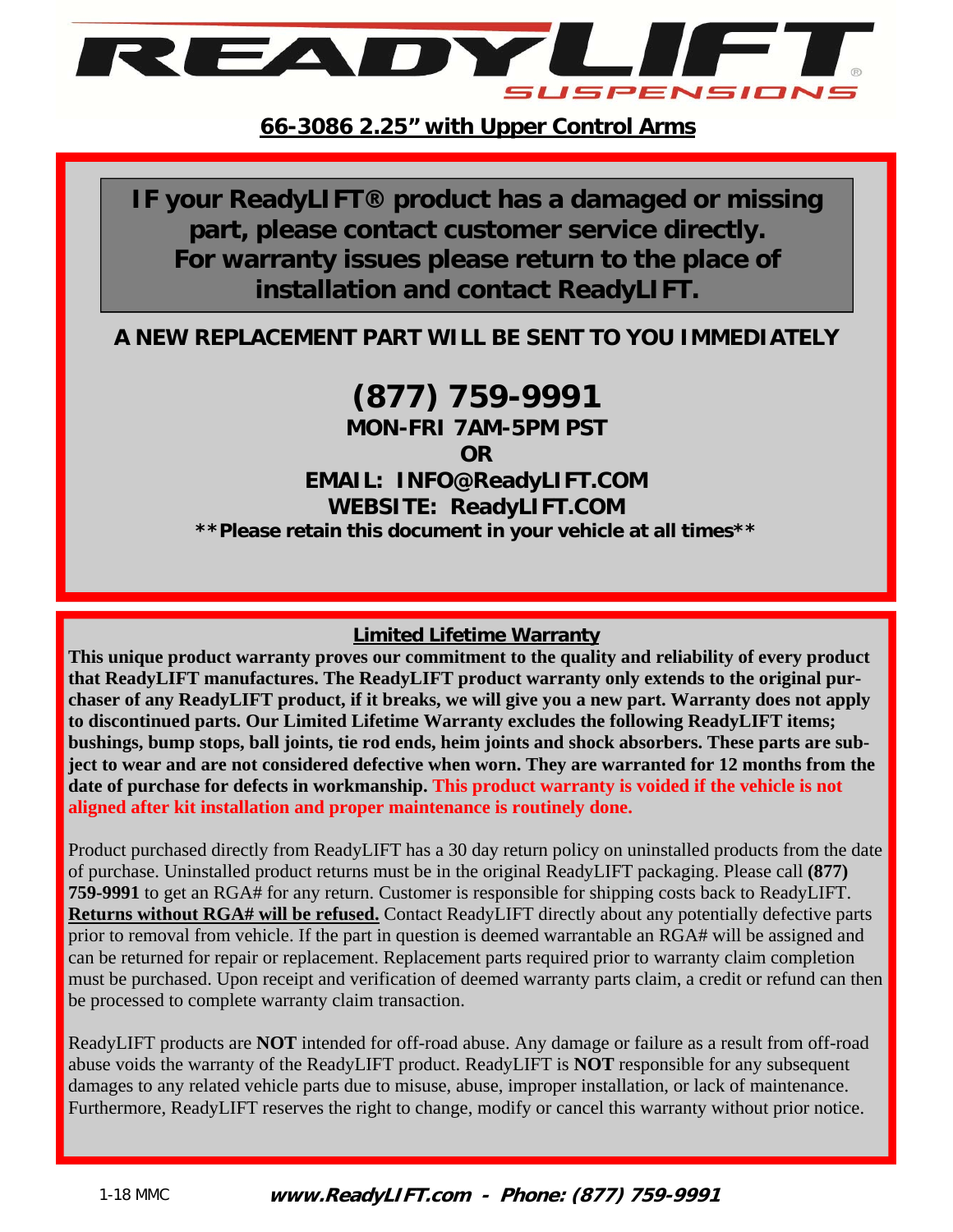# READYLIFT SUSPENSIONS

## 66-3086 2.25" with Upper Control Arms

**IF your ReadyLIFT® product has a damaged or missing part, please contact customer service directly. For warranty issues please return to the place of installation and contact ReadyLIFT.**

**A NEW REPLACEMENT PART WILL BE SENT TO YOU IMMEDIATELY**

**(877) 759-9991**

**MON-FRI 7AM-5PM PST**

**OR**

**EMAIL: INFO@ReadyLIFT.COM**

**WEBSITE: ReadyLIFT.COM**

****Please retain this document in your vehicle at all times****

### Limited Lifetime Warranty

**This unique product warranty proves our commitment to the quality and reliability of every product that ReadyLIFT manufactures. The ReadyLIFT product warranty only extends to the original purchaser of any ReadyLIFT product, if it breaks, we will give you a new part. Warranty does not apply to discontinued parts. Our Limited Lifetime Warranty excludes the following ReadyLIFT items; bushings, bump stops, ball joints, tie rod ends, heim joints and shock absorbers. These parts are subject to wear and are not considered defective when worn. They are warranted for 12 months from the date of purchase for defects in workmanship. This product warranty is voided if the vehicle is not aligned after kit installation and proper maintenance is routinely done.**

Product purchased directly from ReadyLIFT has a 30 day return policy on uninstalled products from the date of purchase. Uninstalled product returns must be in the original ReadyLIFT packaging. Please call **(877) 759-9991** to get an RGA# for any return. Customer is responsible for shipping costs back to ReadyLIFT. **Returns without RGA# will be refused.** Contact ReadyLIFT directly about any potentially defective parts prior to removal from vehicle. If the part in question is deemed warrantable an RGA# will be assigned and can be returned for repair or replacement. Replacement parts required prior to warranty claim completion must be purchased. Upon receipt and verification of deemed warranty parts claim, a credit or refund can then be processed to complete warranty claim transaction.

ReadyLIFT products are **NOT** intended for off-road abuse. Any damage or failure as a result from off-road abuse voids the warranty of the ReadyLIFT product. ReadyLIFT is **NOT** responsible for any subsequent damages to any related vehicle parts due to misuse, abuse, improper installation, or lack of maintenance. Furthermore, ReadyLIFT reserves the right to change, modify or cancel this warranty without prior notice.

1-18 MMC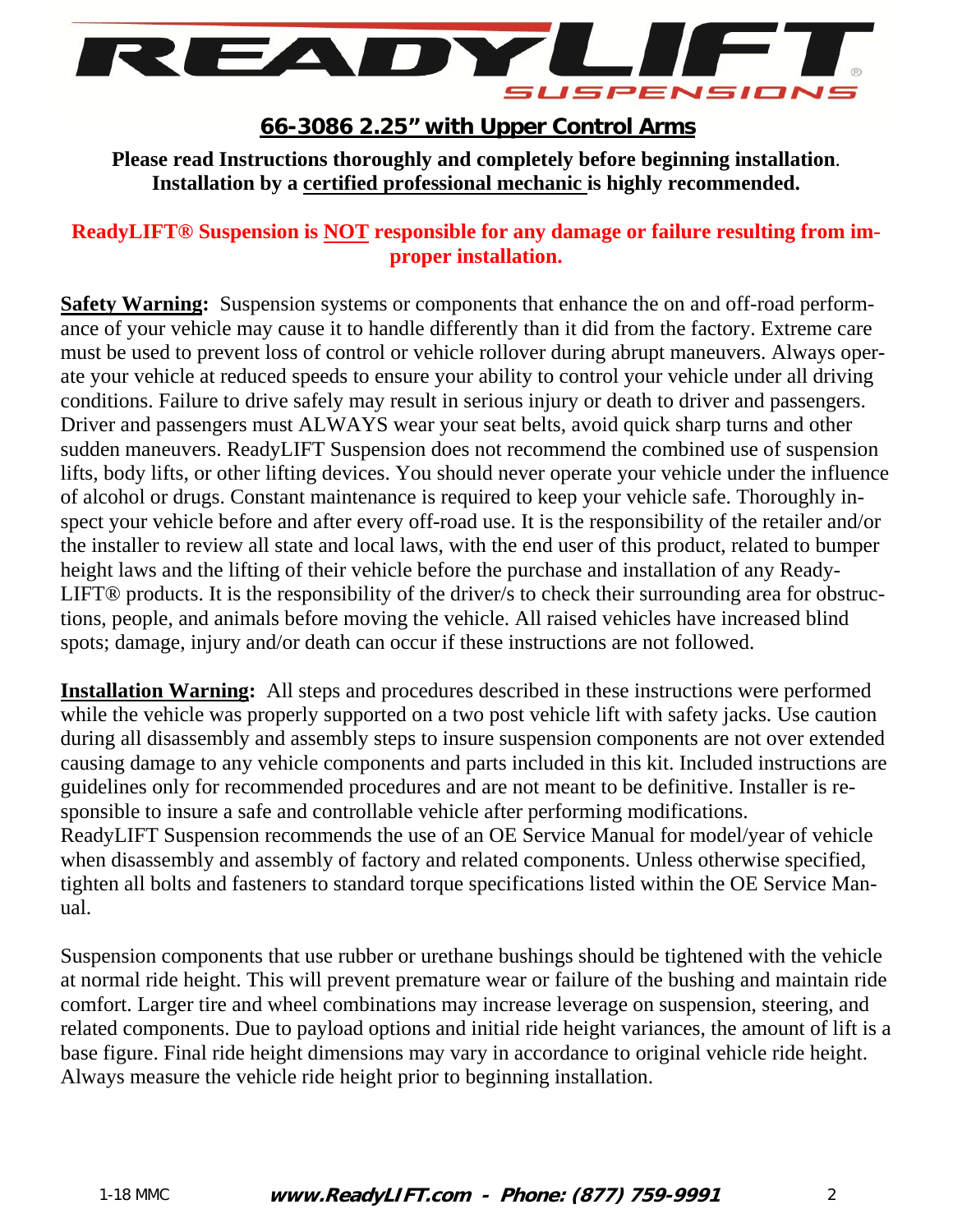# 66-3086 2.25" with Upper Control Arms

**Please read Instructions thoroughly and completely before beginning installation. Installation by a certified professional mechanic is highly recommended.**

**ReadyLIFT® Suspension is NOT responsible for any damage or failure resulting from improper installation.**

**Safety Warning:** Suspension systems or components that enhance the on and off-road performance of your vehicle may cause it to handle differently than it did from the factory. Extreme care must be used to prevent loss of control or vehicle rollover during abrupt maneuvers. Always operate your vehicle at reduced speeds to ensure your ability to control your vehicle under all driving conditions. Failure to drive safely may result in serious injury or death to driver and passengers. Driver and passengers must ALWAYS wear your seat belts, avoid quick sharp turns and other sudden maneuvers. ReadyLIFT Suspension does not recommend the combined use of suspension lifts, body lifts, or other lifting devices. You should never operate your vehicle under the influence of alcohol or drugs. Constant maintenance is required to keep your vehicle safe. Thoroughly inspect your vehicle before and after every off-road use. It is the responsibility of the retailer and/or the installer to review all state and local laws, with the end user of this product, related to bumper height laws and the lifting of their vehicle before the purchase and installation of any ReadyLIFT® products. It is the responsibility of the driver/s to check their surrounding area for obstructions, people, and animals before moving the vehicle. All raised vehicles have increased blind spots; damage, injury and/or death can occur if these instructions are not followed.

**Installation Warning:** All steps and procedures described in these instructions were performed while the vehicle was properly supported on a two post vehicle lift with safety jacks. Use caution during all disassembly and assembly steps to insure suspension components are not over extended causing damage to any vehicle components and parts included in this kit. Included instructions are guidelines only for recommended procedures and are not meant to be definitive. Installer is responsible to insure a safe and controllable vehicle after performing modifications. ReadyLIFT Suspension recommends the use of an OE Service Manual for model/year of vehicle when disassembly and assembly of factory and related components. Unless otherwise specified, tighten all bolts and fasteners to standard torque specifications listed within the OE Service Manual.

Suspension components that use rubber or urethane bushings should be tightened with the vehicle at normal ride height. This will prevent premature wear or failure of the bushing and maintain ride comfort. Larger tire and wheel combinations may increase leverage on suspension, steering, and related components. Due to payload options and initial ride height variances, the amount of lift is a base figure. Final ride height dimensions may vary in accordance to original vehicle ride height. Always measure the vehicle ride height prior to beginning installation.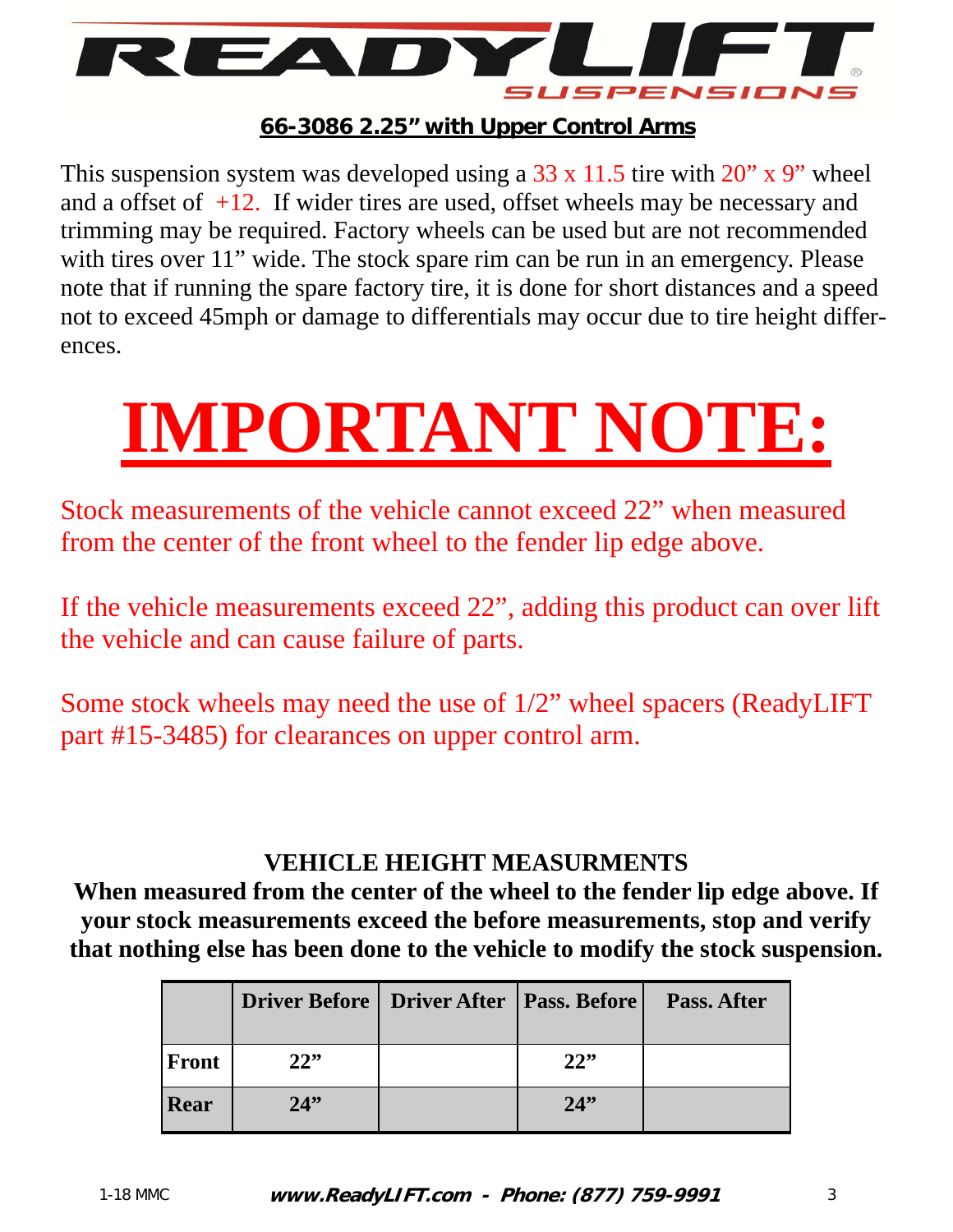**READYLIFT SUSPENSIONS**

## 66-3086 2.25" with Upper Control Arms

This suspension system was developed using a 33 x 11.5 tire with 20" x 9" wheel and a offset of +12. If wider tires are used, offset wheels may be necessary and trimming may be required. Factory wheels can be used but are not recommended with tires over 11" wide. The stock spare rim can be run in an emergency. Please note that if running the spare factory tire, it is done for short distances and a speed not to exceed 45mph or damage to differentials may occur due to tire height differences.

# IMPORTANT NOTE:

Stock measurements of the vehicle cannot exceed 22" when measured from the center of the front wheel to the fender lip edge above.

If the vehicle measurements exceed 22", adding this product can over lift the vehicle and can cause failure of parts.

Some stock wheels may need the use of 1/2" wheel spacers (ReadyLIFT part #15-3485) for clearances on upper control arm.

### VEHICLE HEIGHT MEASURMENTS

**When measured from the center of the wheel to the fender lip edge above. If your stock measurements exceed the before measurements, stop and verify that nothing else has been done to the vehicle to modify the stock suspension.**

| | Driver Before | Driver After | Pass. Before | Pass. After |
|---|---|---|---|---|
| **Front** | **22"** | | **22"** | |
| **Rear** | **24"** | | **24"** | |

1-18 MMC

**www.ReadyLIFT.com - Phone: (877) 759-9991**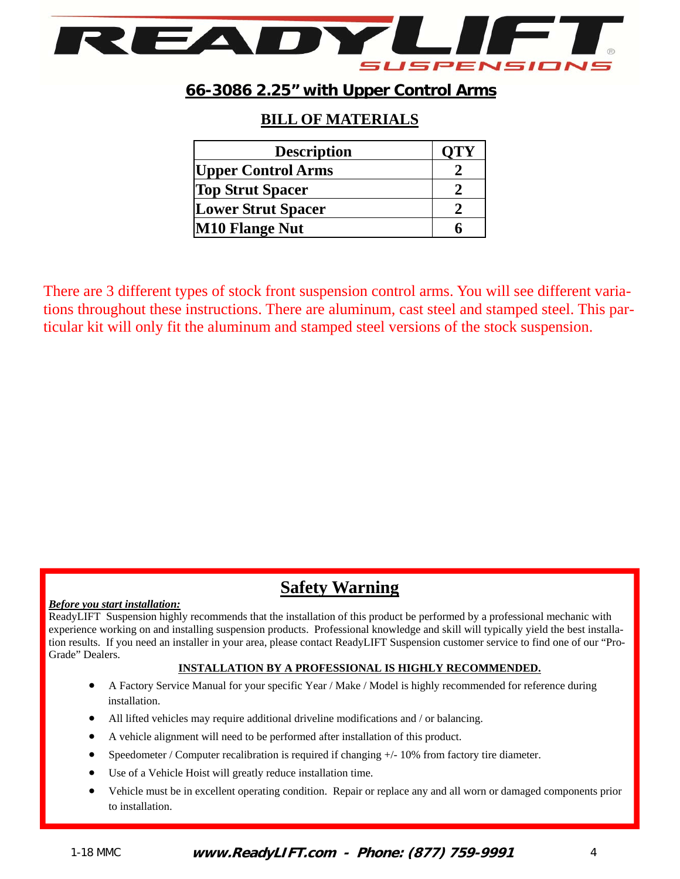# 66-3086 2.25" with Upper Control Arms

## BILL OF MATERIALS

| Description | QTY |
|---|---|
| Upper Control Arms | 2 |
| Top Strut Spacer | 2 |
| Lower Strut Spacer | 2 |
| M10 Flange Nut | 6 |

There are 3 different types of stock front suspension control arms. You will see different variations throughout these instructions. There are aluminum, cast steel and stamped steel. This particular kit will only fit the aluminum and stamped steel versions of the stock suspension.

## Safety Warning

***Before you start installation:***

ReadyLIFT Suspension highly recommends that the installation of this product be performed by a professional mechanic with experience working on and installing suspension products. Professional knowledge and skill will typically yield the best installation results. If you need an installer in your area, please contact ReadyLIFT Suspension customer service to find one of our "Pro-Grade" Dealers.

**INSTALLATION BY A PROFESSIONAL IS HIGHLY RECOMMENDED.**

- A Factory Service Manual for your specific Year / Make / Model is highly recommended for reference during installation.
- All lifted vehicles may require additional driveline modifications and / or balancing.
- A vehicle alignment will need to be performed after installation of this product.
- Speedometer / Computer recalibration is required if changing +/- 10% from factory tire diameter.
- Use of a Vehicle Hoist will greatly reduce installation time.
- Vehicle must be in excellent operating condition. Repair or replace any and all worn or damaged components prior to installation.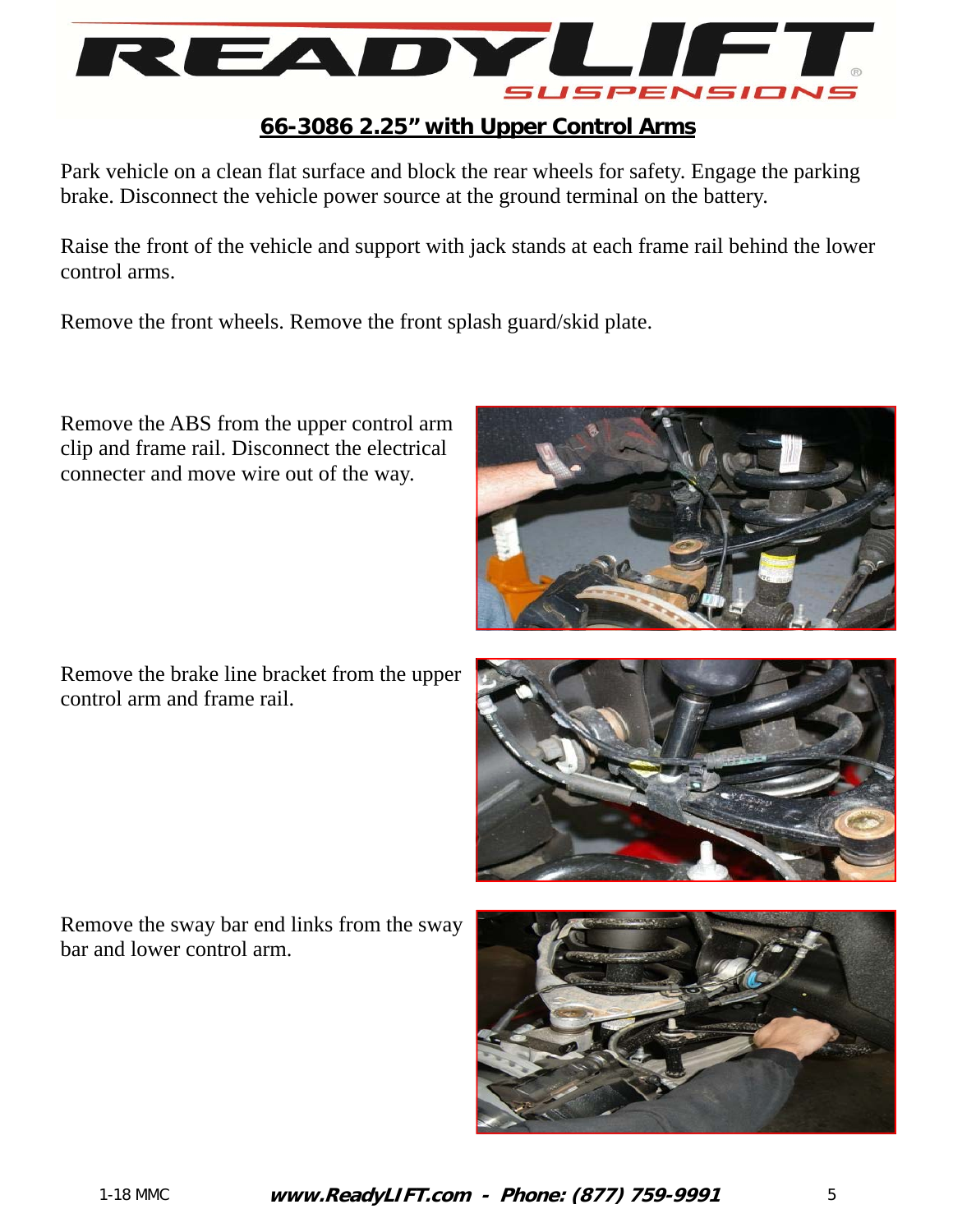## 66-3086 2.25" with Upper Control Arms

Park vehicle on a clean flat surface and block the rear wheels for safety. Engage the parking brake. Disconnect the vehicle power source at the ground terminal on the battery.

Raise the front of the vehicle and support with jack stands at each frame rail behind the lower control arms.

Remove the front wheels. Remove the front splash guard/skid plate.

Remove the ABS from the upper control arm clip and frame rail. Disconnect the electrical connecter and move wire out of the way.

Remove the brake line bracket from the upper control arm and frame rail.

Remove the sway bar end links from the sway bar and lower control arm.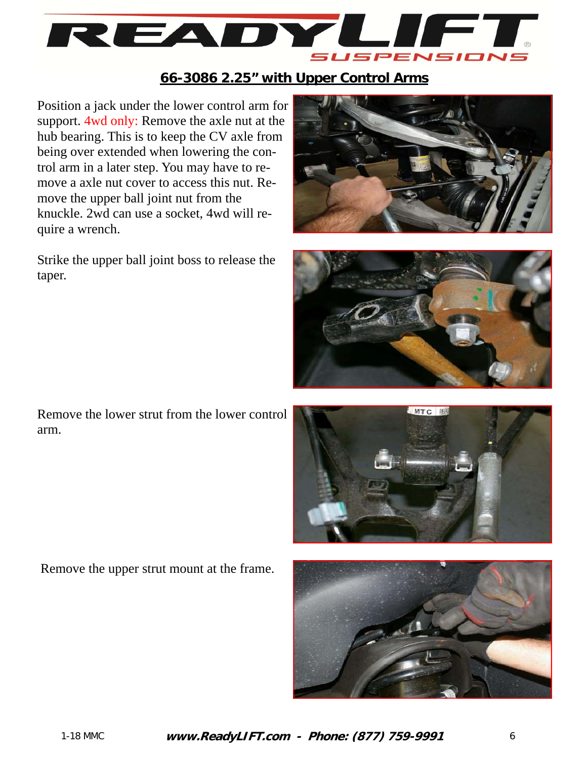## 66-3086 2.25" with Upper Control Arms

Position a jack under the lower control arm for support. 4wd only: Remove the axle nut at the hub bearing. This is to keep the CV axle from being over extended when lowering the control arm in a later step. You may have to remove a axle nut cover to access this nut. Remove the upper ball joint nut from the knuckle. 2wd can use a socket, 4wd will require a wrench.

Strike the upper ball joint boss to release the taper.

Remove the lower strut from the lower control arm.

Remove the upper strut mount at the frame.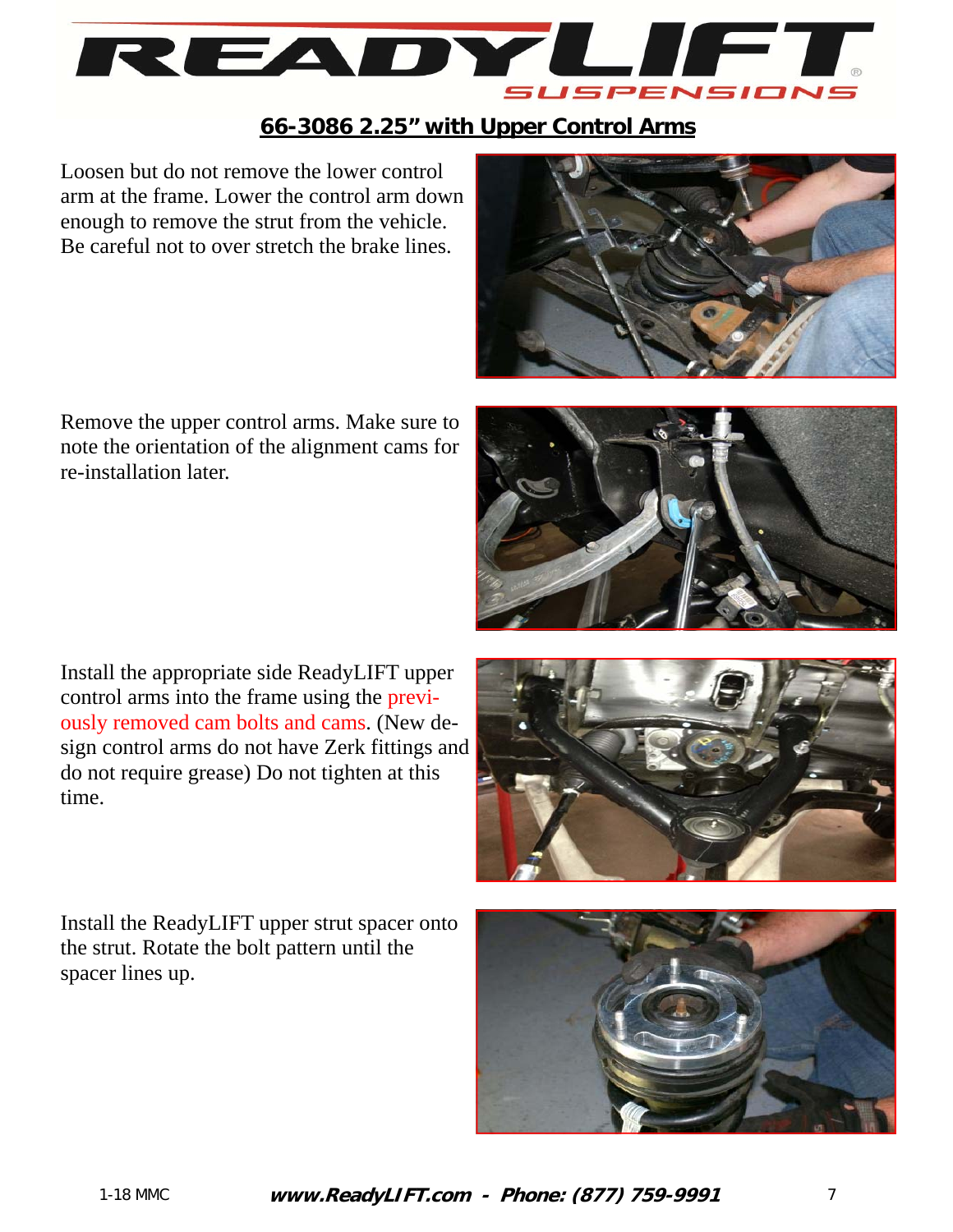## 66-3086 2.25" with Upper Control Arms

Loosen but do not remove the lower control arm at the frame. Lower the control arm down enough to remove the strut from the vehicle. Be careful not to over stretch the brake lines.

Remove the upper control arms. Make sure to note the orientation of the alignment cams for re-installation later.

Install the appropriate side ReadyLIFT upper control arms into the frame using the previously removed cam bolts and cams. (New design control arms do not have Zerk fittings and do not require grease) Do not tighten at this time.

Install the ReadyLIFT upper strut spacer onto the strut. Rotate the bolt pattern until the spacer lines up.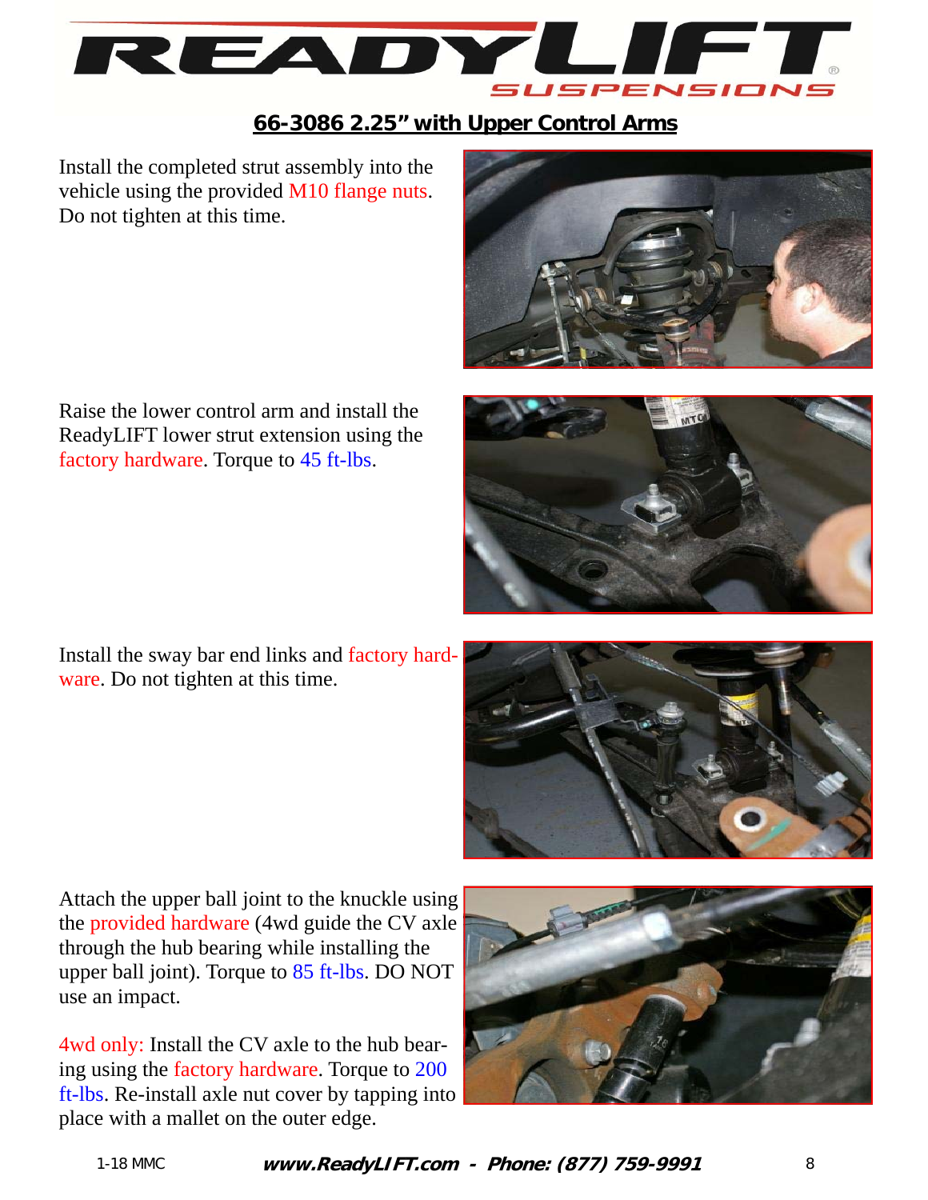## 66-3086 2.25" with Upper Control Arms

Install the completed strut assembly into the vehicle using the provided M10 flange nuts. Do not tighten at this time.

Raise the lower control arm and install the ReadyLIFT lower strut extension using the factory hardware. Torque to 45 ft-lbs.

Install the sway bar end links and factory hardware. Do not tighten at this time.

Attach the upper ball joint to the knuckle using the provided hardware (4wd guide the CV axle through the hub bearing while installing the upper ball joint). Torque to 85 ft-lbs. DO NOT use an impact.

4wd only: Install the CV axle to the hub bearing using the factory hardware. Torque to 200 ft-lbs. Re-install axle nut cover by tapping into place with a mallet on the outer edge.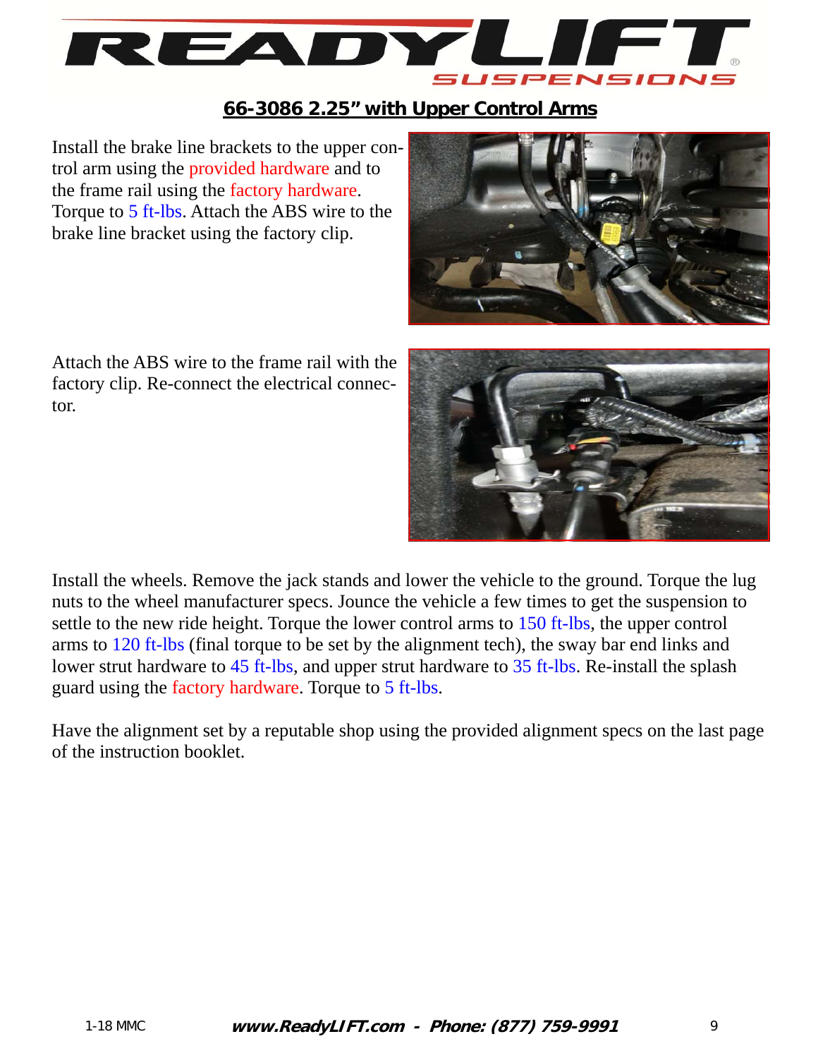## 66-3086 2.25" with Upper Control Arms

Install the brake line brackets to the upper control arm using the provided hardware and to the frame rail using the factory hardware. Torque to 5 ft-lbs. Attach the ABS wire to the brake line bracket using the factory clip.

Attach the ABS wire to the frame rail with the factory clip. Re-connect the electrical connector.

Install the wheels. Remove the jack stands and lower the vehicle to the ground. Torque the lug nuts to the wheel manufacturer specs. Jounce the vehicle a few times to get the suspension to settle to the new ride height. Torque the lower control arms to 150 ft-lbs, the upper control arms to 120 ft-lbs (final torque to be set by the alignment tech), the sway bar end links and lower strut hardware to 45 ft-lbs, and upper strut hardware to 35 ft-lbs. Re-install the splash guard using the factory hardware. Torque to 5 ft-lbs.

Have the alignment set by a reputable shop using the provided alignment specs on the last page of the instruction booklet.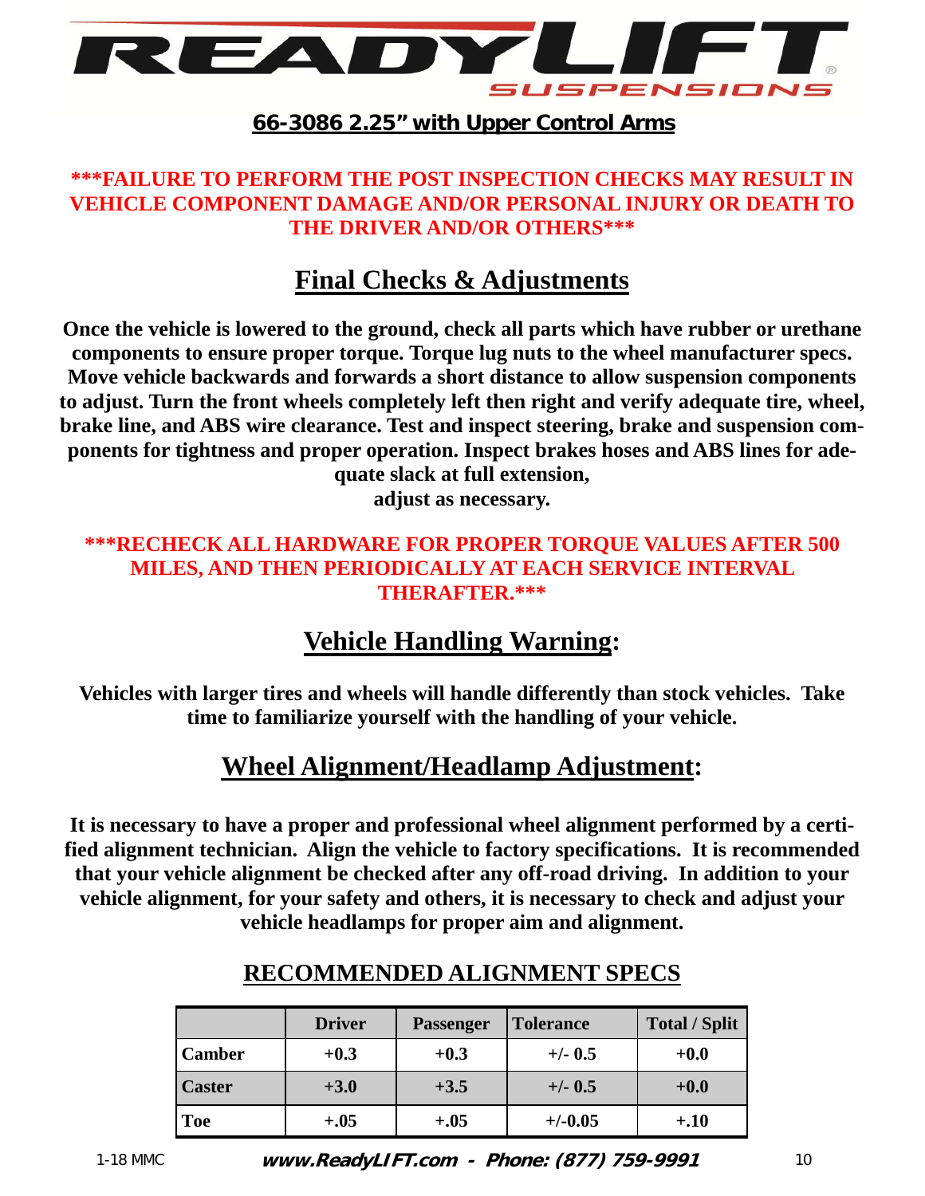# READYLIFT SUSPENSIONS

## 66-3086 2.25" with Upper Control Arms

**\*\*\*FAILURE TO PERFORM THE POST INSPECTION CHECKS MAY RESULT IN VEHICLE COMPONENT DAMAGE AND/OR PERSONAL INJURY OR DEATH TO THE DRIVER AND/OR OTHERS\*\*\***

## Final Checks & Adjustments

**Once the vehicle is lowered to the ground, check all parts which have rubber or urethane components to ensure proper torque. Torque lug nuts to the wheel manufacturer specs. Move vehicle backwards and forwards a short distance to allow suspension components to adjust. Turn the front wheels completely left then right and verify adequate tire, wheel, brake line, and ABS wire clearance. Test and inspect steering, brake and suspension components for tightness and proper operation. Inspect brakes hoses and ABS lines for adequate slack at full extension, adjust as necessary.**

**\*\*\*RECHECK ALL HARDWARE FOR PROPER TORQUE VALUES AFTER 500 MILES, AND THEN PERIODICALLY AT EACH SERVICE INTERVAL THERAFTER.\*\*\***

## Vehicle Handling Warning:

**Vehicles with larger tires and wheels will handle differently than stock vehicles. Take time to familiarize yourself with the handling of your vehicle.**

## Wheel Alignment/Headlamp Adjustment:

**It is necessary to have a proper and professional wheel alignment performed by a certified alignment technician. Align the vehicle to factory specifications. It is recommended that your vehicle alignment be checked after any off-road driving. In addition to your vehicle alignment, for your safety and others, it is necessary to check and adjust your vehicle headlamps for proper aim and alignment.**

## RECOMMENDED ALIGNMENT SPECS

| | Driver | Passenger | Tolerance | Total / Split |
|---|---|---|---|---|
| Camber | +0.3 | +0.3 | +/- 0.5 | +0.0 |
| Caster | +3.0 | +3.5 | +/- 0.5 | +0.0 |
| Toe | +.05 | +.05 | +/-0.05 | +.10 |

1-18 MMC

**www.ReadyLIFT.com - Phone: (877) 759-9991**